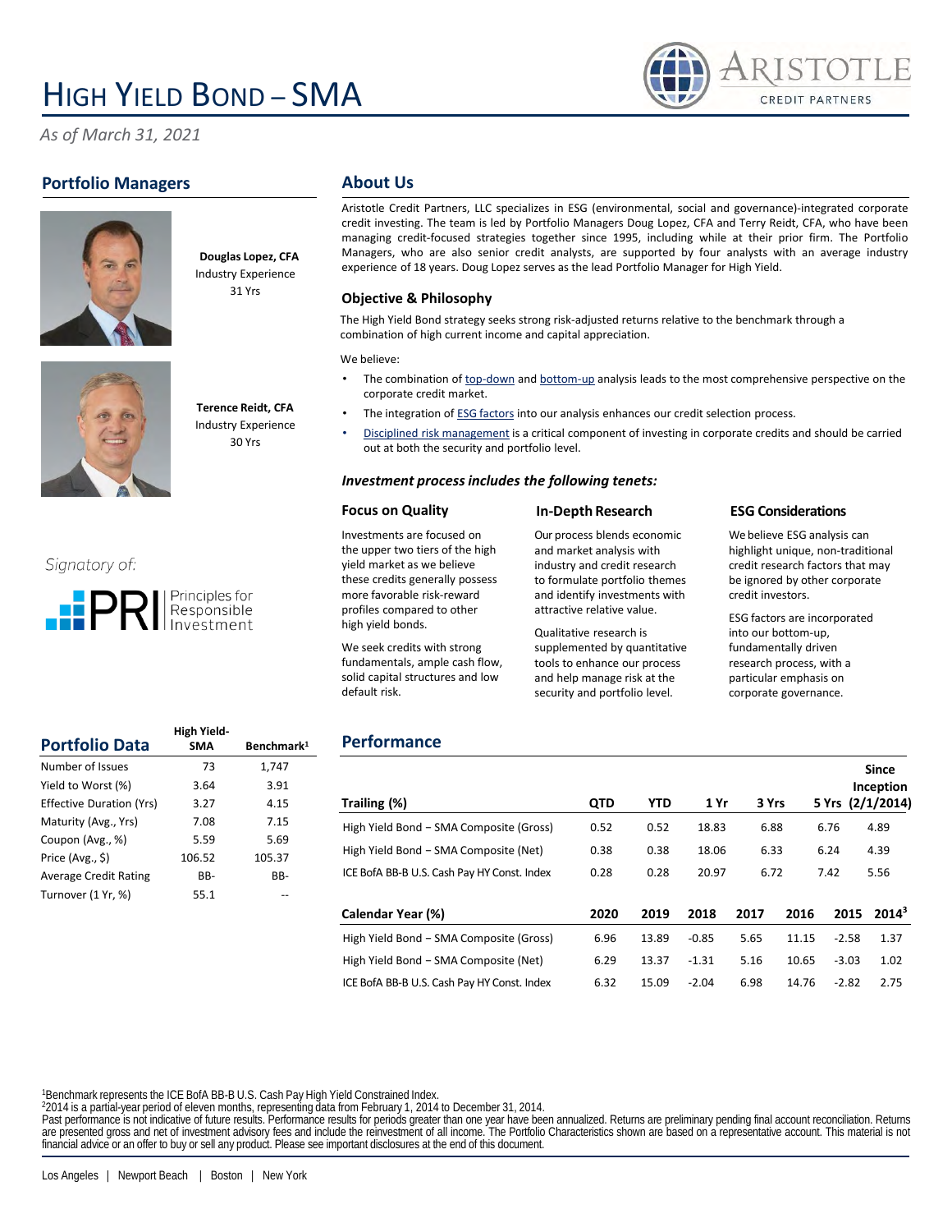# HIGH YIELD BOND – SMA

ARISTOTLE CREDIT PARTNERS

*As of March 31, 2021*

## Portfolio Managers

**Douglas Lopez, CFA**
Industry Experience
31 Yrs

**Terence Reidt, CFA**
Industry Experience
30 Yrs

*Signatory of:*

PRI Principles for Responsible Investment

## About Us

Aristotle Credit Partners, LLC specializes in ESG (environmental, social and governance)-integrated corporate credit investing. The team is led by Portfolio Managers Doug Lopez, CFA and Terry Reidt, CFA, who have been managing credit-focused strategies together since 1995, including while at their prior firm. The Portfolio Managers, who are also senior credit analysts, are supported by four analysts with an average industry experience of 18 years. Doug Lopez serves as the lead Portfolio Manager for High Yield.

### Objective & Philosophy

The High Yield Bond strategy seeks strong risk-adjusted returns relative to the benchmark through a combination of high current income and capital appreciation.

We believe:

- The combination of top-down and bottom-up analysis leads to the most comprehensive perspective on the corporate credit market.
- The integration of ESG factors into our analysis enhances our credit selection process.
- Disciplined risk management is a critical component of investing in corporate credits and should be carried out at both the security and portfolio level.

### *Investment process includes the following tenets:*

**Focus on Quality**

Investments are focused on the upper two tiers of the high yield market as we believe these credits generally possess more favorable risk-reward profiles compared to other high yield bonds.

We seek credits with strong fundamentals, ample cash flow, solid capital structures and low default risk.

**In-Depth Research**

Our process blends economic and market analysis with industry and credit research to formulate portfolio themes and identify investments with attractive relative value.

Qualitative research is supplemented by quantitative tools to enhance our process and help manage risk at the security and portfolio level.

**ESG Considerations**

We believe ESG analysis can highlight unique, non-traditional credit research factors that may be ignored by other corporate credit investors.

ESG factors are incorporated into our bottom-up, fundamentally driven research process, with a particular emphasis on corporate governance.

## Portfolio Data

| Portfolio Data | High Yield-SMA | Benchmark[1] |
|---|---|---|
| Number of Issues | 73 | 1,747 |
| Yield to Worst (%) | 3.64 | 3.91 |
| Effective Duration (Yrs) | 3.27 | 4.15 |
| Maturity (Avg., Yrs) | 7.08 | 7.15 |
| Coupon (Avg., %) | 5.59 | 5.69 |
| Price (Avg., $) | 106.52 | 105.37 |
| Average Credit Rating | BB- | BB- |
| Turnover (1 Yr, %) | 55.1 | -- |

## Performance

| Trailing (%) | QTD | YTD | 1 Yr | 3 Yrs | 5 Yrs | Since Inception (2/1/2014) |
|---|---|---|---|---|---|---|
| High Yield Bond – SMA Composite (Gross) | 0.52 | 0.52 | 18.83 | 6.88 | 6.76 | 4.89 |
| High Yield Bond – SMA Composite (Net) | 0.38 | 0.38 | 18.06 | 6.33 | 6.24 | 4.39 |
| ICE BofA BB-B U.S. Cash Pay HY Const. Index | 0.28 | 0.28 | 20.97 | 6.72 | 7.42 | 5.56 |

| Calendar Year (%) | 2020 | 2019 | 2018 | 2017 | 2016 | 2015 | 2014[3] |
|---|---|---|---|---|---|---|---|
| High Yield Bond – SMA Composite (Gross) | 6.96 | 13.89 | -0.85 | 5.65 | 11.15 | -2.58 | 1.37 |
| High Yield Bond – SMA Composite (Net) | 6.29 | 13.37 | -1.31 | 5.16 | 10.65 | -3.03 | 1.02 |
| ICE BofA BB-B U.S. Cash Pay HY Const. Index | 6.32 | 15.09 | -2.04 | 6.98 | 14.76 | -2.82 | 2.75 |

[1]Benchmark represents the ICE BofA BB-B U.S. Cash Pay High Yield Constrained Index.
[2]2014 is a partial-year period of eleven months, representing data from February 1, 2014 to December 31, 2014.
Past performance is not indicative of future results. Performance results for periods greater than one year have been annualized. Returns are preliminary pending final account reconciliation. Returns are presented gross and net of investment advisory fees and include the reinvestment of all income. The Portfolio Characteristics shown are based on a representative account. This material is not financial advice or an offer to buy or sell any product. Please see important disclosures at the end of this document.

Los Angeles | Newport Beach | Boston | New York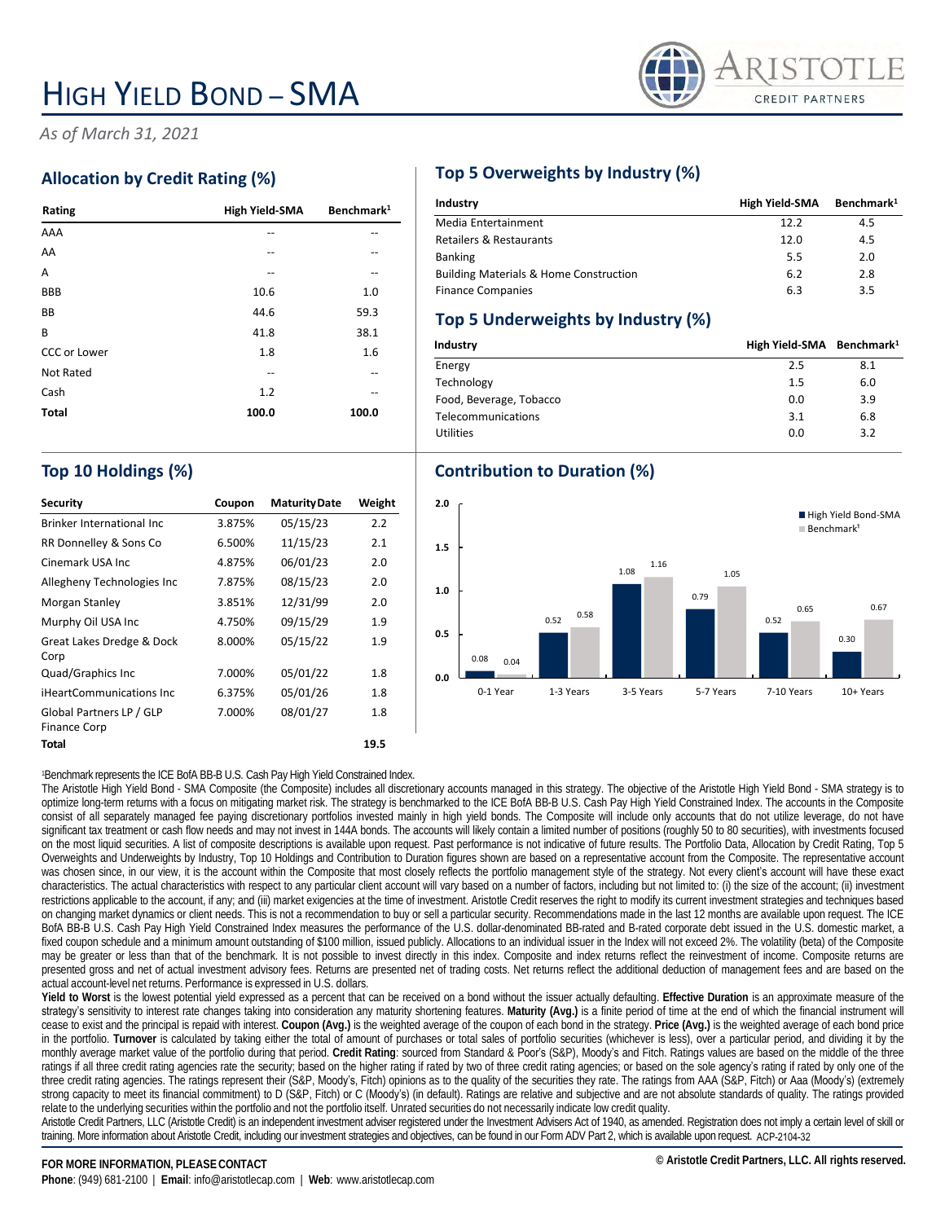# High Yield Bond – SMA

*As of March 31, 2021*

## Allocation by Credit Rating (%)

| Rating | High Yield-SMA | Benchmark[1] |
|---|---|---|
| AAA | -- | -- |
| AA | -- | -- |
| A | -- | -- |
| BBB | 10.6 | 1.0 |
| BB | 44.6 | 59.3 |
| B | 41.8 | 38.1 |
| CCC or Lower | 1.8 | 1.6 |
| Not Rated | -- | -- |
| Cash | 1.2 | -- |
| **Total** | **100.0** | **100.0** |

## Top 5 Overweights by Industry (%)

| Industry | High Yield-SMA | Benchmark[1] |
|---|---|---|
| Media Entertainment | 12.2 | 4.5 |
| Retailers & Restaurants | 12.0 | 4.5 |
| Banking | 5.5 | 2.0 |
| Building Materials & Home Construction | 6.2 | 2.8 |
| Finance Companies | 6.3 | 3.5 |

## Top 5 Underweights by Industry (%)

| Industry | High Yield-SMA | Benchmark[1] |
|---|---|---|
| Energy | 2.5 | 8.1 |
| Technology | 1.5 | 6.0 |
| Food, Beverage, Tobacco | 0.0 | 3.9 |
| Telecommunications | 3.1 | 6.8 |
| Utilities | 0.0 | 3.2 |

## Top 10 Holdings (%)

| Security | Coupon | Maturity Date | Weight |
|---|---|---|---|
| Brinker International Inc | 3.875% | 05/15/23 | 2.2 |
| RR Donnelley & Sons Co | 6.500% | 11/15/23 | 2.1 |
| Cinemark USA Inc | 4.875% | 06/01/23 | 2.0 |
| Allegheny Technologies Inc | 7.875% | 08/15/23 | 2.0 |
| Morgan Stanley | 3.851% | 12/31/99 | 2.0 |
| Murphy Oil USA Inc | 4.750% | 09/15/29 | 1.9 |
| Great Lakes Dredge & Dock Corp | 8.000% | 05/15/22 | 1.9 |
| Quad/Graphics Inc | 7.000% | 05/01/22 | 1.8 |
| iHeartCommunications Inc | 6.375% | 05/01/26 | 1.8 |
| Global Partners LP / GLP Finance Corp | 7.000% | 08/01/27 | 1.8 |
| **Total** | | | **19.5** |

## Contribution to Duration (%)

High Yield Bond-SMA
Benchmark[1]

2.0
1.5
1.0
0.5
0.0

0-1 Year: 0.08, 0.04
1-3 Years: 0.52, 0.58
3-5 Years: 1.08, 1.16
5-7 Years: 0.79, 1.05
7-10 Years: 0.52, 0.65
10+ Years: 0.30, 0.67

[1]Benchmark represents the ICE BofA BB-B U.S. Cash Pay High Yield Constrained Index.

The Aristotle High Yield Bond - SMA Composite (the Composite) includes all discretionary accounts managed in this strategy. The objective of the Aristotle High Yield Bond - SMA strategy is to optimize long-term returns with a focus on mitigating market risk. The strategy is benchmarked to the ICE BofA BB-B U.S. Cash Pay High Yield Constrained Index. The accounts in the Composite consist of all separately managed fee paying discretionary portfolios invested mainly in high yield bonds. The Composite will include only accounts that do not utilize leverage, do not have significant tax treatment or cash flow needs and may not invest in 144A bonds. The accounts will likely contain a limited number of positions (roughly 50 to 80 securities), with investments focused on the most liquid securities. A list of composite descriptions is available upon request. Past performance is not indicative of future results. The Portfolio Data, Allocation by Credit Rating, Top 5 Overweights and Underweights by Industry, Top 10 Holdings and Contribution to Duration figures shown are based on a representative account from the Composite. The representative account was chosen since, in our view, it is the account within the Composite that most closely reflects the portfolio management style of the strategy. Not every client's account will have these exact characteristics. The actual characteristics with respect to any particular client account will vary based on a number of factors, including but not limited to: (i) the size of the account; (ii) investment restrictions applicable to the account, if any; and (iii) market exigencies at the time of investment. Aristotle Credit reserves the right to modify its current investment strategies and techniques based on changing market dynamics or client needs. This is not a recommendation to buy or sell a particular security. Recommendations made in the last 12 months are available upon request. The ICE BofA BB-B U.S. Cash Pay High Yield Constrained Index measures the performance of the U.S. dollar-denominated BB-rated and B-rated corporate debt issued in the U.S. domestic market, a fixed coupon schedule and a minimum amount outstanding of $100 million, issued publicly. Allocations to an individual issuer in the Index will not exceed 2%. The volatility (beta) of the Composite may be greater or less than that of the benchmark. It is not possible to invest directly in this index. Composite and index returns reflect the reinvestment of income. Composite returns are presented gross and net of actual investment advisory fees. Returns are presented net of trading costs. Net returns reflect the additional deduction of management fees and are based on the actual account-level net returns. Performance is expressed in U.S. dollars.

**Yield to Worst** is the lowest potential yield expressed as a percent that can be received on a bond without the issuer actually defaulting. **Effective Duration** is an approximate measure of the strategy's sensitivity to interest rate changes taking into consideration any maturity shortening features. **Maturity (Avg.)** is a finite period of time at the end of which the financial instrument will cease to exist and the principal is repaid with interest. **Coupon (Avg.)** is the weighted average of the coupon of each bond in the strategy. **Price (Avg.)** is the weighted average of each bond price in the portfolio. **Turnover** is calculated by taking either the total of amount of purchases or total sales of portfolio securities (whichever is less), over a particular period, and dividing it by the monthly average market value of the portfolio during that period. **Credit Rating**: sourced from Standard & Poor's (S&P), Moody's and Fitch. Ratings values are based on the middle of the three ratings if all three credit rating agencies rate the security; based on the higher rating if rated by two of three credit rating agencies; or based on the sole agency's rating if rated by only one of the three credit rating agencies. The ratings represent their (S&P, Moody's, Fitch) opinions as to the quality of the securities they rate. The ratings from AAA (S&P, Fitch) or Aaa (Moody's) (extremely strong capacity to meet its financial commitment) to D (S&P, Fitch) or C (Moody's) (in default). Ratings are relative and subjective and are not absolute standards of quality. The ratings provided relate to the underlying securities within the portfolio and not the portfolio itself. Unrated securities do not necessarily indicate low credit quality.

Aristotle Credit Partners, LLC (Aristotle Credit) is an independent investment adviser registered under the Investment Advisers Act of 1940, as amended. Registration does not imply a certain level of skill or training. More information about Aristotle Credit, including our investment strategies and objectives, can be found in our Form ADV Part 2, which is available upon request. ACP-2104-32

**FOR MORE INFORMATION, PLEASE CONTACT**

**Phone**: (949) 681-2100 | **Email**: info@aristotlecap.com | **Web**: www.aristotlecap.com

**© Aristotle Credit Partners, LLC. All rights reserved.**